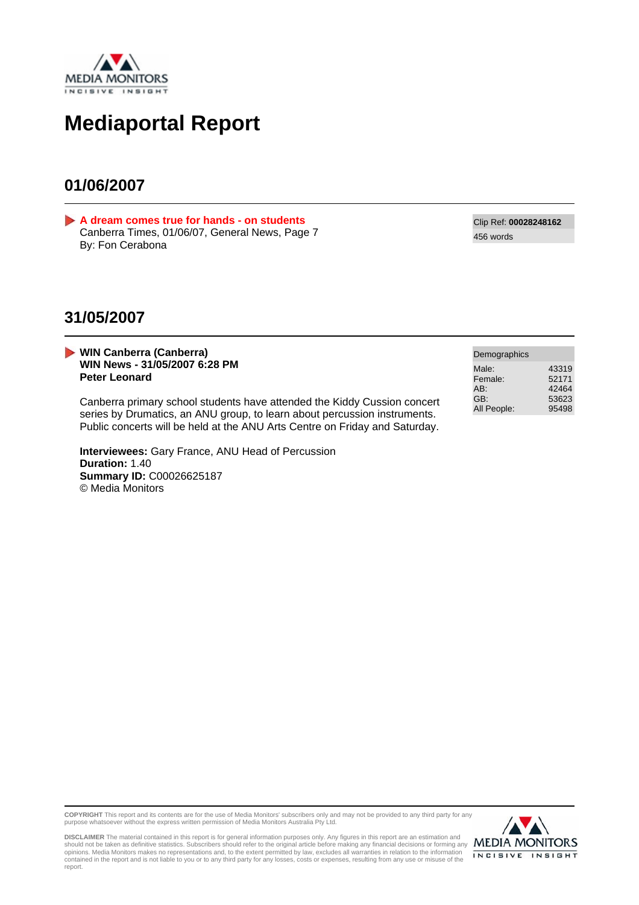# Mediaportal Report

## 01/06/2007

**A dream comes true for hands - on students**
Canberra Times, 01/06/07, General News, Page 7
By: Fon Cerabona

Clip Ref: **00028248162**
456 words

## 31/05/2007

**WIN Canberra (Canberra)**
**WIN News - 31/05/2007 6:28 PM**
**Peter Leonard**

Canberra primary school students have attended the Kiddy Cussion concert series by Drumatics, an ANU group, to learn about percussion instruments. Public concerts will be held at the ANU Arts Centre on Friday and Saturday.

**Interviewees:** Gary France, ANU Head of Percussion
**Duration:** 1.40
**Summary ID:** C00026625187
© Media Monitors

| Demographics | |
|---|---|
| Male: | 43319 |
| Female: | 52171 |
| AB: | 42464 |
| GB: | 53623 |
| All People: | 95498 |

**COPYRIGHT** This report and its contents are for the use of Media Monitors' subscribers only and may not be provided to any third party for any purpose whatsoever without the express written permission of Media Monitors Australia Pty Ltd.

**DISCLAIMER** The material contained in this report is for general information purposes only. Any figures in this report are an estimation and should not be taken as definitive statistics. Subscribers should refer to the original article before making any financial decisions or forming any opinions. Media Monitors makes no representations and, to the extent permitted by law, excludes all warranties in relation to the information contained in the report and is not liable to you or to any third party for any losses, costs or expenses, resulting from any use or misuse of the report.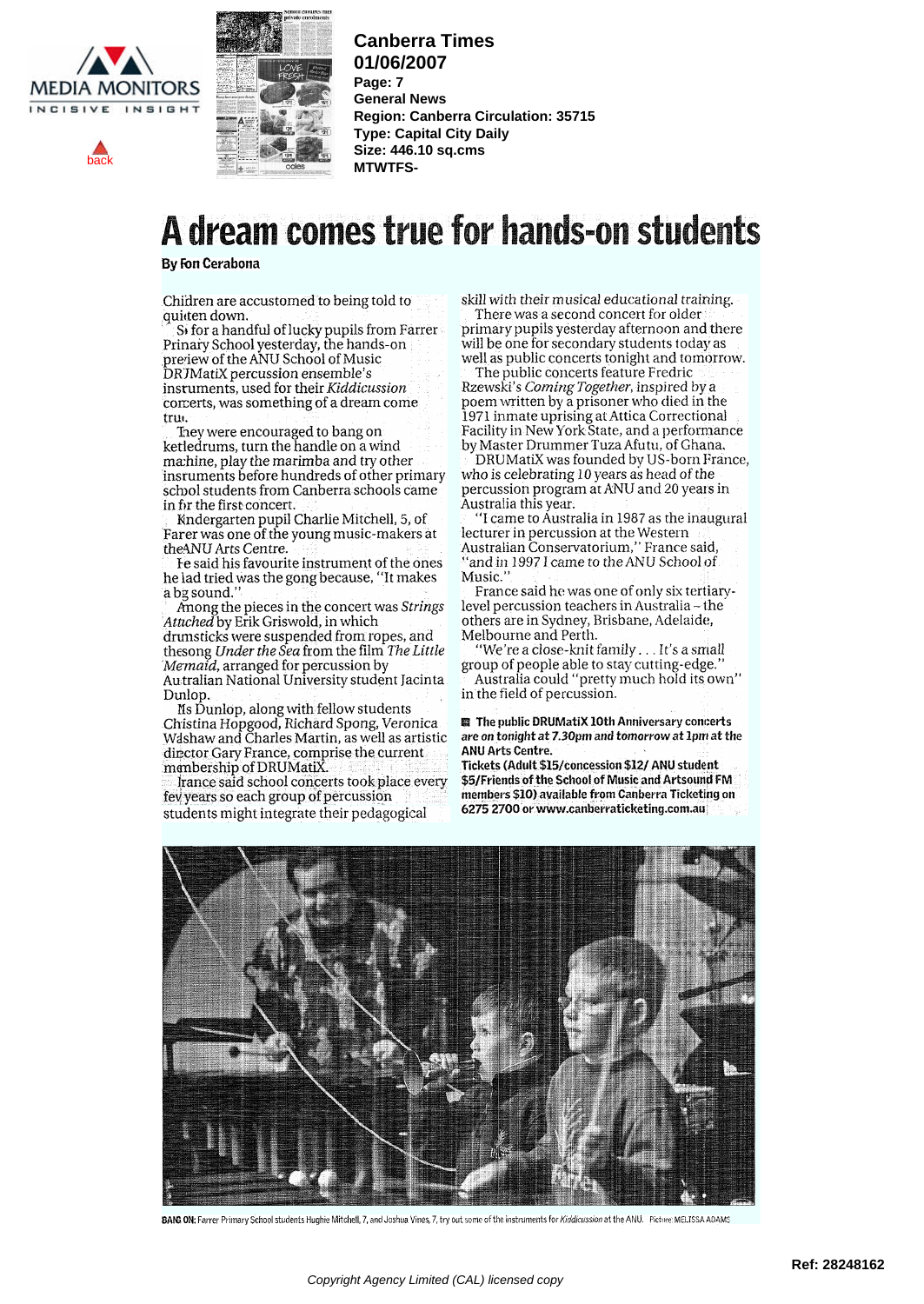Canberra Times
01/06/2007
Page: 7
General News
Region: Canberra Circulation: 35715
Type: Capital City Daily
Size: 446.10 sq.cms
MTWTFS-

# A dream comes true for hands-on students

**By Fon Cerabona**

Children are accustomed to being told to quieten down.

So for a handful of lucky pupils from Farrer Primary School yesterday, the hands-on preview of the ANU School of Music DRUMatiX percussion ensemble's instruments, used for their *Kiddicussion* concerts, was something of a dream come true.

They were encouraged to bang on kettledrums, turn the handle on a wind machine, play the marimba and try other instruments before hundreds of other primary school students from Canberra schools came in for the first concert.

Kindergarten pupil Charlie Mitchell, 5, of Farrer was one of the young music-makers at the ANU Arts Centre.

He said his favourite instrument of the ones he had tried was the gong because, "It makes a big sound."

Among the pieces in the concert was *Strings Attached* by Erik Griswold, in which drumsticks were suspended from ropes, and the song *Under the Sea* from the film *The Little Mermaid*, arranged for percussion by Australian National University student Jacinta Dunlop.

Ms Dunlop, along with fellow students Christina Hopgood, Richard Spong, Veronica Walshaw and Charles Martin, as well as artistic director Gary France, comprise the current membership of DRUMatiX.

France said school concerts took place every few years so each group of percussion students might integrate their pedagogical skill with their musical educational training.

There was a second concert for older primary pupils yesterday afternoon and there will be one for secondary students today as well as public concerts tonight and tomorrow.

The public concerts feature Fredric Rzewski's *Coming Together*, inspired by a poem written by a prisoner who died in the 1971 inmate uprising at Attica Correctional Facility in New York State, and a performance by Master Drummer Tuza Afutu, of Ghana.

DRUMatiX was founded by US-born France, who is celebrating 10 years as head of the percussion program at ANU and 20 years in Australia this year.

"I came to Australia in 1987 as the inaugural lecturer in percussion at the Western Australian Conservatorium," France said, "and in 1997 I came to the ANU School of Music."

France said he was one of only six tertiary-level percussion teachers in Australia – the others are in Sydney, Brisbane, Adelaide, Melbourne and Perth.

"We're a close-knit family . . . It's a small group of people able to stay cutting-edge."

Australia could "pretty much hold its own" in the field of percussion.

**The public DRUMatiX 10th Anniversary concerts *are on tonight at 7.30pm and tomorrow at 1pm at the* ANU Arts Centre.**

**Tickets (Adult $15/concession $12/ ANU student $5/Friends of the School of Music and Artsound FM members $10) available from Canberra Ticketing on 6275 2700 or www.canberraticketing.com.au**

**BANG ON:** Farrer Primary School students Hughie Mitchell, 7, and Joshua Vines, 7, try out some of the instruments for *Kiddicussion* at the ANU. Picture: MELISSA ADAMS

Ref: 28248162

Copyright Agency Limited (CAL) licensed copy